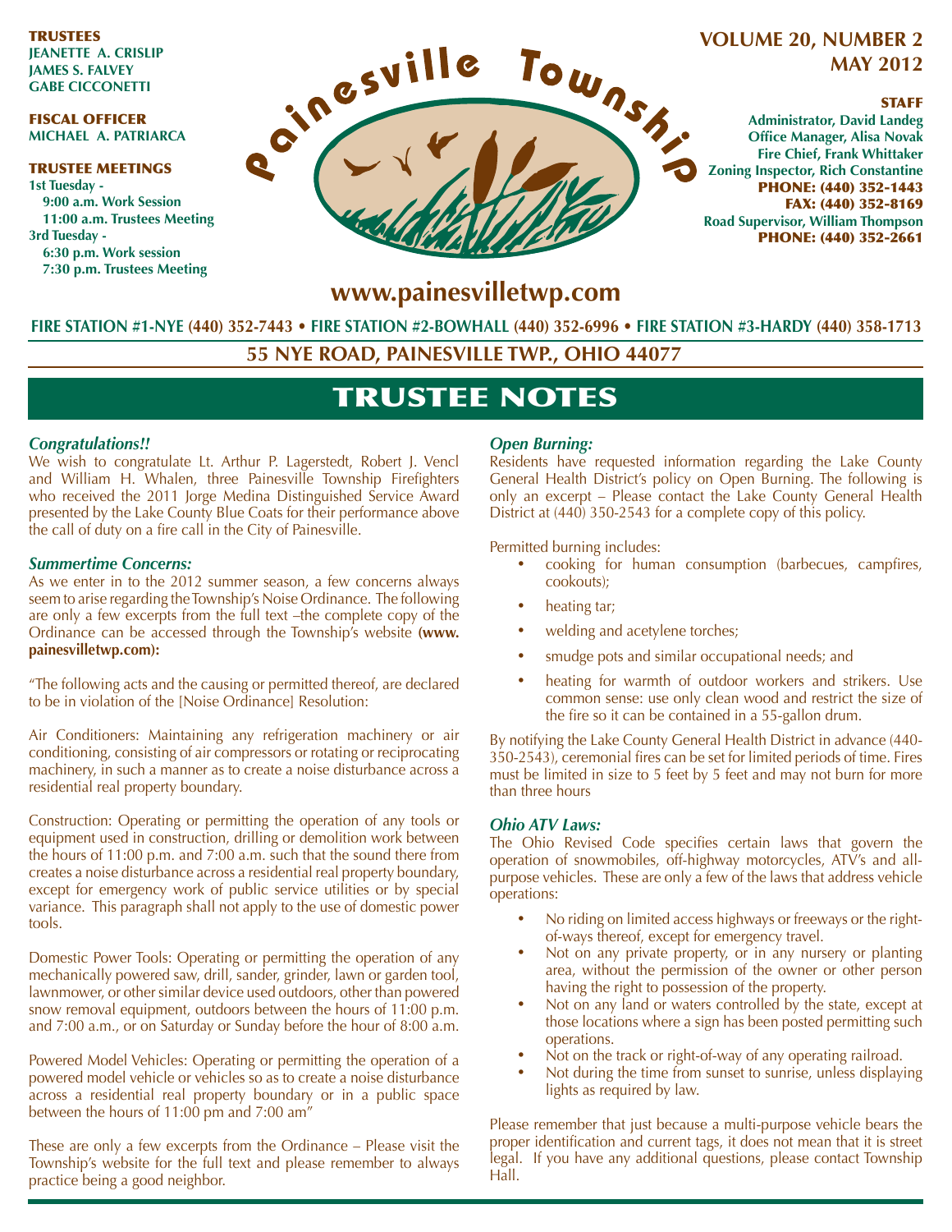**TRUSTEES**
JEANETTE A. CRISLIP
JAMES S. FALVEY
GABE CICCONETTI

**FISCAL OFFICER**
MICHAEL A. PATRIARCA

**TRUSTEE MEETINGS**
1st Tuesday -
9:00 a.m. Work Session
11:00 a.m. Trustees Meeting
3rd Tuesday -
6:30 p.m. Work session
7:30 p.m. Trustees Meeting

# Painesville Township

**VOLUME 20, NUMBER 2**
**MAY 2012**

**STAFF**
Administrator, David Landeg
Office Manager, Alisa Novak
Fire Chief, Frank Whittaker
Zoning Inspector, Rich Constantine
PHONE: (440) 352-1443
FAX: (440) 352-8169
Road Supervisor, William Thompson
PHONE: (440) 352-2661

**www.painesvilletwp.com**

FIRE STATION #1-NYE (440) 352-7443 • FIRE STATION #2-BOWHALL (440) 352-6996 • FIRE STATION #3-HARDY (440) 358-1713

55 NYE ROAD, PAINESVILLE TWP., OHIO 44077

## TRUSTEE NOTES

### *Congratulations!!*

We wish to congratulate Lt. Arthur P. Lagerstedt, Robert J. Vencl and William H. Whalen, three Painesville Township Firefighters who received the 2011 Jorge Medina Distinguished Service Award presented by the Lake County Blue Coats for their performance above the call of duty on a fire call in the City of Painesville.

### *Summertime Concerns:*

As we enter in to the 2012 summer season, a few concerns always seem to arise regarding the Township's Noise Ordinance. The following are only a few excerpts from the full text –the complete copy of the Ordinance can be accessed through the Township's website **(www.painesvilletwp.com):**

"The following acts and the causing or permitted thereof, are declared to be in violation of the [Noise Ordinance] Resolution:

Air Conditioners: Maintaining any refrigeration machinery or air conditioning, consisting of air compressors or rotating or reciprocating machinery, in such a manner as to create a noise disturbance across a residential real property boundary.

Construction: Operating or permitting the operation of any tools or equipment used in construction, drilling or demolition work between the hours of 11:00 p.m. and 7:00 a.m. such that the sound there from creates a noise disturbance across a residential real property boundary, except for emergency work of public service utilities or by special variance. This paragraph shall not apply to the use of domestic power tools.

Domestic Power Tools: Operating or permitting the operation of any mechanically powered saw, drill, sander, grinder, lawn or garden tool, lawnmower, or other similar device used outdoors, other than powered snow removal equipment, outdoors between the hours of 11:00 p.m. and 7:00 a.m., or on Saturday or Sunday before the hour of 8:00 a.m.

Powered Model Vehicles: Operating or permitting the operation of a powered model vehicle or vehicles so as to create a noise disturbance across a residential real property boundary or in a public space between the hours of 11:00 pm and 7:00 am"

These are only a few excerpts from the Ordinance – Please visit the Township's website for the full text and please remember to always practice being a good neighbor.

### *Open Burning:*

Residents have requested information regarding the Lake County General Health District's policy on Open Burning. The following is only an excerpt – Please contact the Lake County General Health District at (440) 350-2543 for a complete copy of this policy.

Permitted burning includes:

- cooking for human consumption (barbecues, campfires, cookouts);
- heating tar;
- welding and acetylene torches;
- smudge pots and similar occupational needs; and
- heating for warmth of outdoor workers and strikers. Use common sense: use only clean wood and restrict the size of the fire so it can be contained in a 55-gallon drum.

By notifying the Lake County General Health District in advance (440-350-2543), ceremonial fires can be set for limited periods of time. Fires must be limited in size to 5 feet by 5 feet and may not burn for more than three hours

### *Ohio ATV Laws:*

The Ohio Revised Code specifies certain laws that govern the operation of snowmobiles, off-highway motorcycles, ATV's and all-purpose vehicles. These are only a few of the laws that address vehicle operations:

- No riding on limited access highways or freeways or the right-of-ways thereof, except for emergency travel.
- Not on any private property, or in any nursery or planting area, without the permission of the owner or other person having the right to possession of the property.
- Not on any land or waters controlled by the state, except at those locations where a sign has been posted permitting such operations.
- Not on the track or right-of-way of any operating railroad.
- Not during the time from sunset to sunrise, unless displaying lights as required by law.

Please remember that just because a multi-purpose vehicle bears the proper identification and current tags, it does not mean that it is street legal. If you have any additional questions, please contact Township Hall.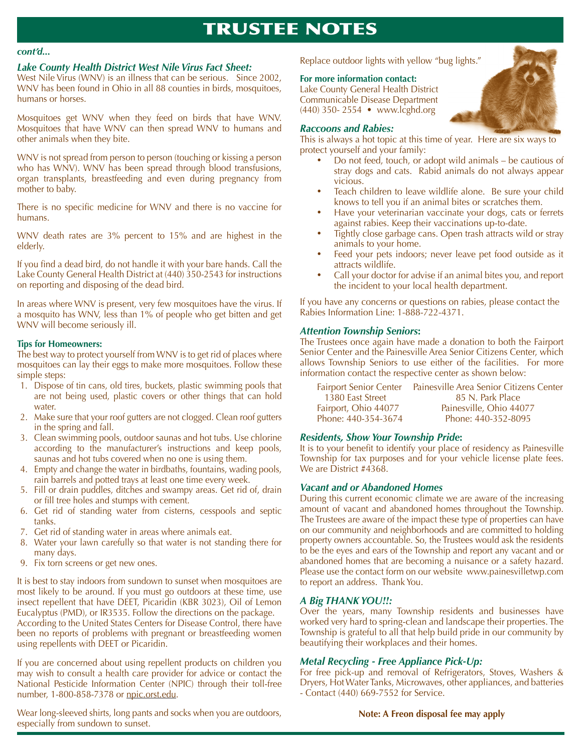# TRUSTEE NOTES

*cont'd...*

### *Lake County Health District West Nile Virus Fact Sheet:*

West Nile Virus (WNV) is an illness that can be serious. Since 2002, WNV has been found in Ohio in all 88 counties in birds, mosquitoes, humans or horses.

Mosquitoes get WNV when they feed on birds that have WNV. Mosquitoes that have WNV can then spread WNV to humans and other animals when they bite.

WNV is not spread from person to person (touching or kissing a person who has WNV). WNV has been spread through blood transfusions, organ transplants, breastfeeding and even during pregnancy from mother to baby.

There is no specific medicine for WNV and there is no vaccine for humans.

WNV death rates are 3% percent to 15% and are highest in the elderly.

If you find a dead bird, do not handle it with your bare hands. Call the Lake County General Health District at (440) 350-2543 for instructions on reporting and disposing of the dead bird.

In areas where WNV is present, very few mosquitoes have the virus. If a mosquito has WNV, less than 1% of people who get bitten and get WNV will become seriously ill.

**Tips for Homeowners:**

The best way to protect yourself from WNV is to get rid of places where mosquitoes can lay their eggs to make more mosquitoes. Follow these simple steps:

1. Dispose of tin cans, old tires, buckets, plastic swimming pools that are not being used, plastic covers or other things that can hold water.
2. Make sure that your roof gutters are not clogged. Clean roof gutters in the spring and fall.
3. Clean swimming pools, outdoor saunas and hot tubs. Use chlorine according to the manufacturer's instructions and keep pools, saunas and hot tubs covered when no one is using them.
4. Empty and change the water in birdbaths, fountains, wading pools, rain barrels and potted trays at least one time every week.
5. Fill or drain puddles, ditches and swampy areas. Get rid of, drain or fill tree holes and stumps with cement.
6. Get rid of standing water from cisterns, cesspools and septic tanks.
7. Get rid of standing water in areas where animals eat.
8. Water your lawn carefully so that water is not standing there for many days.
9. Fix torn screens or get new ones.

It is best to stay indoors from sundown to sunset when mosquitoes are most likely to be around. If you must go outdoors at these time, use insect repellent that have DEET, Picaridin (KBR 3023), Oil of Lemon Eucalyptus (PMD), or IR3535. Follow the directions on the package. According to the United States Centers for Disease Control, there have been no reports of problems with pregnant or breastfeeding women using repellents with DEET or Picaridin.

If you are concerned about using repellent products on children you may wish to consult a health care provider for advice or contact the National Pesticide Information Center (NPIC) through their toll-free number, 1-800-858-7378 or npic.orst.edu.

Wear long-sleeved shirts, long pants and socks when you are outdoors, especially from sundown to sunset.

Replace outdoor lights with yellow "bug lights."

**For more information contact:**
Lake County General Health District
Communicable Disease Department
(440) 350- 2554 • www.lcghd.org

### *Raccoons and Rabies:*

This is always a hot topic at this time of year. Here are six ways to protect yourself and your family:

- Do not feed, touch, or adopt wild animals – be cautious of stray dogs and cats. Rabid animals do not always appear vicious.
- Teach children to leave wildlife alone. Be sure your child knows to tell you if an animal bites or scratches them.
- Have your veterinarian vaccinate your dogs, cats or ferrets against rabies. Keep their vaccinations up-to-date.
- Tightly close garbage cans. Open trash attracts wild or stray animals to your home.
- Feed your pets indoors; never leave pet food outside as it attracts wildlife.
- Call your doctor for advise if an animal bites you, and report the incident to your local health department.

If you have any concerns or questions on rabies, please contact the Rabies Information Line: 1-888-722-4371.

### *Attention Township Seniors:*

The Trustees once again have made a donation to both the Fairport Senior Center and the Painesville Area Senior Citizens Center, which allows Township Seniors to use either of the facilities. For more information contact the respective center as shown below:

| Fairport Senior Center | Painesville Area Senior Citizens Center |
|---|---|
| 1380 East Street | 85 N. Park Place |
| Fairport, Ohio 44077 | Painesville, Ohio 44077 |
| Phone: 440-354-3674 | Phone: 440-352-8095 |

### *Residents, Show Your Township Pride:*

It is to your benefit to identify your place of residency as Painesville Township for tax purposes and for your vehicle license plate fees. We are District #4368.

### *Vacant and or Abandoned Homes*

During this current economic climate we are aware of the increasing amount of vacant and abandoned homes throughout the Township. The Trustees are aware of the impact these type of properties can have on our community and neighborhoods and are committed to holding property owners accountable. So, the Trustees would ask the residents to be the eyes and ears of the Township and report any vacant and or abandoned homes that are becoming a nuisance or a safety hazard. Please use the contact form on our website www.painesvilletwp.com to report an address. Thank You.

### *A Big THANK YOU!!:*

Over the years, many Township residents and businesses have worked very hard to spring-clean and landscape their properties. The Township is grateful to all that help build pride in our community by beautifying their workplaces and their homes.

### *Metal Recycling - Free Appliance Pick-Up:*

For free pick-up and removal of Refrigerators, Stoves, Washers & Dryers, Hot Water Tanks, Microwaves, other appliances, and batteries - Contact (440) 669-7552 for Service.

**Note: A Freon disposal fee may apply**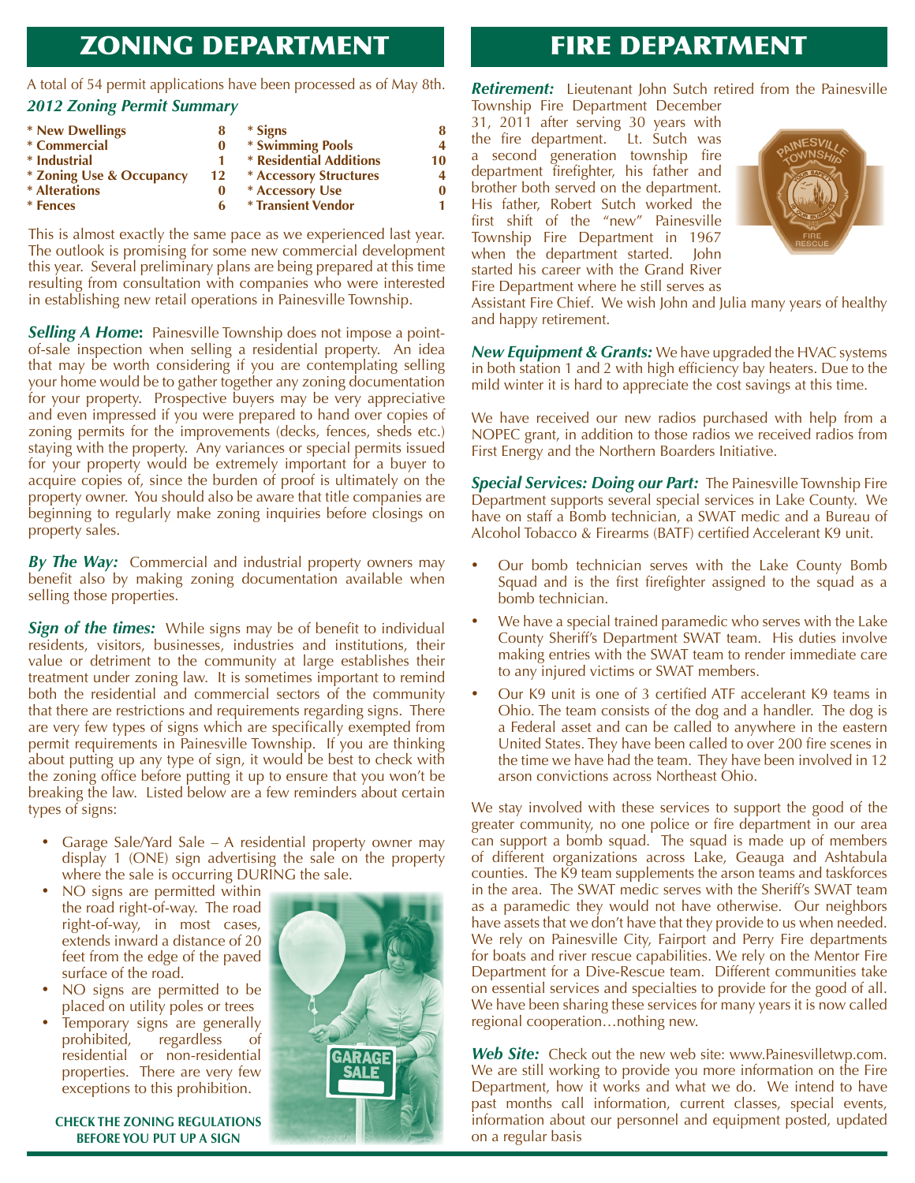# ZONING DEPARTMENT

A total of 54 permit applications have been processed as of May 8th.

### *2012 Zoning Permit Summary*

| Permit Type | Count | Permit Type | Count |
|---|---|---|---|
| * New Dwellings | 8 | * Signs | 8 |
| * Commercial | 0 | * Swimming Pools | 4 |
| * Industrial | 1 | * Residential Additions | 10 |
| * Zoning Use & Occupancy | 12 | * Accessory Structures | 4 |
| * Alterations | 0 | * Accessory Use | 0 |
| * Fences | 6 | * Transient Vendor | 1 |

This is almost exactly the same pace as we experienced last year. The outlook is promising for some new commercial development this year. Several preliminary plans are being prepared at this time resulting from consultation with companies who were interested in establishing new retail operations in Painesville Township.

***Selling A Home*:** Painesville Township does not impose a point-of-sale inspection when selling a residential property. An idea that may be worth considering if you are contemplating selling your home would be to gather together any zoning documentation for your property. Prospective buyers may be very appreciative and even impressed if you were prepared to hand over copies of zoning permits for the improvements (decks, fences, sheds etc.) staying with the property. Any variances or special permits issued for your property would be extremely important for a buyer to acquire copies of, since the burden of proof is ultimately on the property owner. You should also be aware that title companies are beginning to regularly make zoning inquiries before closings on property sales.

***By The Way:*** Commercial and industrial property owners may benefit also by making zoning documentation available when selling those properties.

***Sign of the times:*** While signs may be of benefit to individual residents, visitors, businesses, industries and institutions, their value or detriment to the community at large establishes their treatment under zoning law. It is sometimes important to remind both the residential and commercial sectors of the community that there are restrictions and requirements regarding signs. There are very few types of signs which are specifically exempted from permit requirements in Painesville Township. If you are thinking about putting up any type of sign, it would be best to check with the zoning office before putting it up to ensure that you won't be breaking the law. Listed below are a few reminders about certain types of signs:

- Garage Sale/Yard Sale – A residential property owner may display 1 (ONE) sign advertising the sale on the property where the sale is occurring DURING the sale.
- NO signs are permitted within the road right-of-way. The road right-of-way, in most cases, extends inward a distance of 20 feet from the edge of the paved surface of the road.
- NO signs are permitted to be placed on utility poles or trees
- Temporary signs are generally prohibited, regardless of residential or non-residential properties. There are very few exceptions to this prohibition.

**CHECK THE ZONING REGULATIONS BEFORE YOU PUT UP A SIGN**

# FIRE DEPARTMENT

***Retirement:*** Lieutenant John Sutch retired from the Painesville Township Fire Department December 31, 2011 after serving 30 years with the fire department. Lt. Sutch was a second generation township fire department firefighter, his father and brother both served on the department. His father, Robert Sutch worked the first shift of the "new" Painesville Township Fire Department in 1967 when the department started. John started his career with the Grand River Fire Department where he still serves as Assistant Fire Chief. We wish John and Julia many years of healthy and happy retirement.

***New Equipment & Grants:*** We have upgraded the HVAC systems in both station 1 and 2 with high efficiency bay heaters. Due to the mild winter it is hard to appreciate the cost savings at this time.

We have received our new radios purchased with help from a NOPEC grant, in addition to those radios we received radios from First Energy and the Northern Boarders Initiative.

***Special Services: Doing our Part:*** The Painesville Township Fire Department supports several special services in Lake County. We have on staff a Bomb technician, a SWAT medic and a Bureau of Alcohol Tobacco & Firearms (BATF) certified Accelerant K9 unit.

- Our bomb technician serves with the Lake County Bomb Squad and is the first firefighter assigned to the squad as a bomb technician.
- We have a special trained paramedic who serves with the Lake County Sheriff's Department SWAT team. His duties involve making entries with the SWAT team to render immediate care to any injured victims or SWAT members.
- Our K9 unit is one of 3 certified ATF accelerant K9 teams in Ohio. The team consists of the dog and a handler. The dog is a Federal asset and can be called to anywhere in the eastern United States. They have been called to over 200 fire scenes in the time we have had the team. They have been involved in 12 arson convictions across Northeast Ohio.

We stay involved with these services to support the good of the greater community, no one police or fire department in our area can support a bomb squad. The squad is made up of members of different organizations across Lake, Geauga and Ashtabula counties. The K9 team supplements the arson teams and taskforces in the area. The SWAT medic serves with the Sheriff's SWAT team as a paramedic they would not have otherwise. Our neighbors have assets that we don't have that they provide to us when needed. We rely on Painesville City, Fairport and Perry Fire departments for boats and river rescue capabilities. We rely on the Mentor Fire Department for a Dive-Rescue team. Different communities take on essential services and specialties to provide for the good of all. We have been sharing these services for many years it is now called regional cooperation…nothing new.

***Web Site:*** Check out the new web site: www.Painesvilletwp.com. We are still working to provide you more information on the Fire Department, how it works and what we do. We intend to have past months call information, current classes, special events, information about our personnel and equipment posted, updated on a regular basis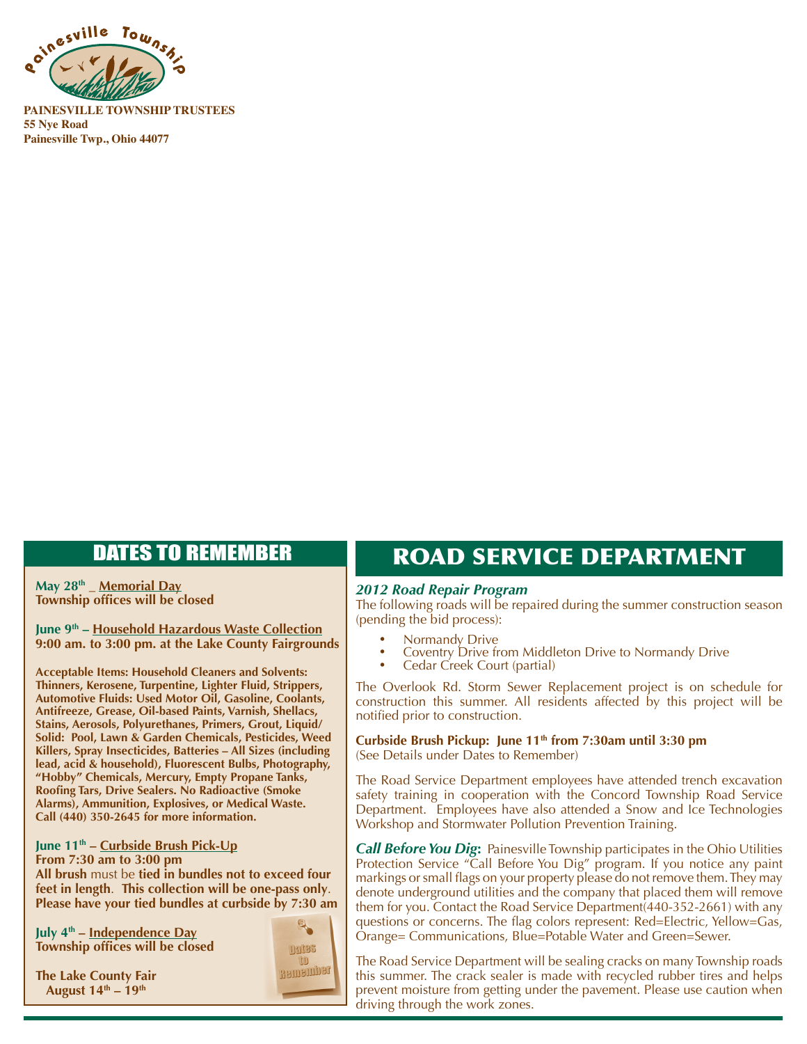**PAINESVILLE TOWNSHIP TRUSTEES**
**55 Nye Road**
**Painesville Twp., Ohio 44077**

## DATES TO REMEMBER

**May 28th _ Memorial Day**
**Township offices will be closed**

**June 9th – Household Hazardous Waste Collection**
**9:00 am. to 3:00 pm. at the Lake County Fairgrounds**

**Acceptable Items: Household Cleaners and Solvents: Thinners, Kerosene, Turpentine, Lighter Fluid, Strippers, Automotive Fluids: Used Motor Oil, Gasoline, Coolants, Antifreeze, Grease, Oil-based Paints, Varnish, Shellacs, Stains, Aerosols, Polyurethanes, Primers, Grout, Liquid/ Solid: Pool, Lawn & Garden Chemicals, Pesticides, Weed Killers, Spray Insecticides, Batteries – All Sizes (including lead, acid & household), Fluorescent Bulbs, Photography, "Hobby" Chemicals, Mercury, Empty Propane Tanks, Roofing Tars, Drive Sealers. No Radioactive (Smoke Alarms), Ammunition, Explosives, or Medical Waste. Call (440) 350-2645 for more information.**

**June 11th – Curbside Brush Pick-Up**
**From 7:30 am to 3:00 pm**
**All brush** must be **tied in bundles not to exceed four feet in length**. **This collection will be one-pass only**. **Please have your tied bundles at curbside by 7:30 am**

**July 4th – Independence Day**
**Township offices will be closed**

**The Lake County Fair**
**August 14th – 19th**

## ROAD SERVICE DEPARTMENT

***2012 Road Repair Program***
The following roads will be repaired during the summer construction season (pending the bid process):

- Normandy Drive
- Coventry Drive from Middleton Drive to Normandy Drive
- Cedar Creek Court (partial)

The Overlook Rd. Storm Sewer Replacement project is on schedule for construction this summer. All residents affected by this project will be notified prior to construction.

**Curbside Brush Pickup: June 11th from 7:30am until 3:30 pm**
(See Details under Dates to Remember)

The Road Service Department employees have attended trench excavation safety training in cooperation with the Concord Township Road Service Department. Employees have also attended a Snow and Ice Technologies Workshop and Stormwater Pollution Prevention Training.

***Call Before You Dig*:** Painesville Township participates in the Ohio Utilities Protection Service "Call Before You Dig" program. If you notice any paint markings or small flags on your property please do not remove them. They may denote underground utilities and the company that placed them will remove them for you. Contact the Road Service Department(440-352-2661) with any questions or concerns. The flag colors represent: Red=Electric, Yellow=Gas, Orange= Communications, Blue=Potable Water and Green=Sewer.

The Road Service Department will be sealing cracks on many Township roads this summer. The crack sealer is made with recycled rubber tires and helps prevent moisture from getting under the pavement. Please use caution when driving through the work zones.